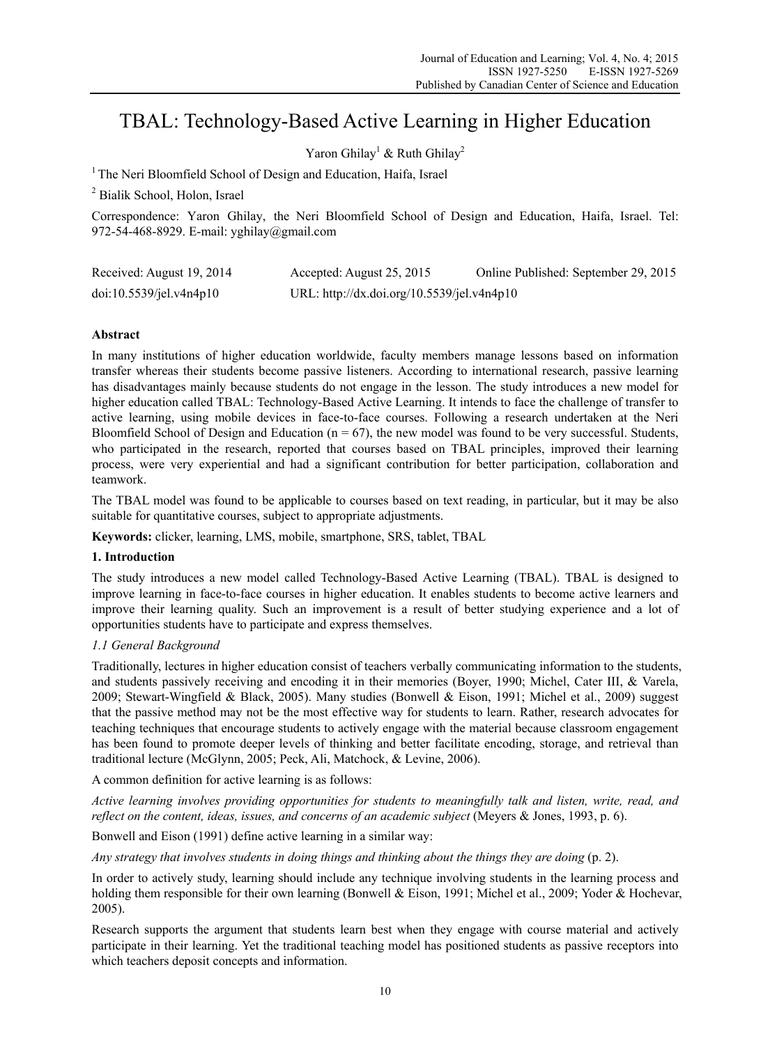# TBAL: Technology-Based Active Learning in Higher Education

Yaron Ghilay[1] & Ruth Ghilay[2]

[1] The Neri Bloomfield School of Design and Education, Haifa, Israel

[2] Bialik School, Holon, Israel

Correspondence: Yaron Ghilay, the Neri Bloomfield School of Design and Education, Haifa, Israel. Tel: 972-54-468-8929. E-mail: yghilay@gmail.com

Received: August 19, 2014    Accepted: August 25, 2015    Online Published: September 29, 2015

doi:10.5539/jel.v4n4p10    URL: http://dx.doi.org/10.5539/jel.v4n4p10

## Abstract

In many institutions of higher education worldwide, faculty members manage lessons based on information transfer whereas their students become passive listeners. According to international research, passive learning has disadvantages mainly because students do not engage in the lesson. The study introduces a new model for higher education called TBAL: Technology-Based Active Learning. It intends to face the challenge of transfer to active learning, using mobile devices in face-to-face courses. Following a research undertaken at the Neri Bloomfield School of Design and Education (n = 67), the new model was found to be very successful. Students, who participated in the research, reported that courses based on TBAL principles, improved their learning process, were very experiential and had a significant contribution for better participation, collaboration and teamwork.

The TBAL model was found to be applicable to courses based on text reading, in particular, but it may be also suitable for quantitative courses, subject to appropriate adjustments.

**Keywords:** clicker, learning, LMS, mobile, smartphone, SRS, tablet, TBAL

## 1. Introduction

The study introduces a new model called Technology-Based Active Learning (TBAL). TBAL is designed to improve learning in face-to-face courses in higher education. It enables students to become active learners and improve their learning quality. Such an improvement is a result of better studying experience and a lot of opportunities students have to participate and express themselves.

### *1.1 General Background*

Traditionally, lectures in higher education consist of teachers verbally communicating information to the students, and students passively receiving and encoding it in their memories (Boyer, 1990; Michel, Cater III, & Varela, 2009; Stewart-Wingfield & Black, 2005). Many studies (Bonwell & Eison, 1991; Michel et al., 2009) suggest that the passive method may not be the most effective way for students to learn. Rather, research advocates for teaching techniques that encourage students to actively engage with the material because classroom engagement has been found to promote deeper levels of thinking and better facilitate encoding, storage, and retrieval than traditional lecture (McGlynn, 2005; Peck, Ali, Matchock, & Levine, 2006).

A common definition for active learning is as follows:

*Active learning involves providing opportunities for students to meaningfully talk and listen, write, read, and reflect on the content, ideas, issues, and concerns of an academic subject* (Meyers & Jones, 1993, p. 6).

Bonwell and Eison (1991) define active learning in a similar way:

*Any strategy that involves students in doing things and thinking about the things they are doing* (p. 2).

In order to actively study, learning should include any technique involving students in the learning process and holding them responsible for their own learning (Bonwell & Eison, 1991; Michel et al., 2009; Yoder & Hochevar, 2005).

Research supports the argument that students learn best when they engage with course material and actively participate in their learning. Yet the traditional teaching model has positioned students as passive receptors into which teachers deposit concepts and information.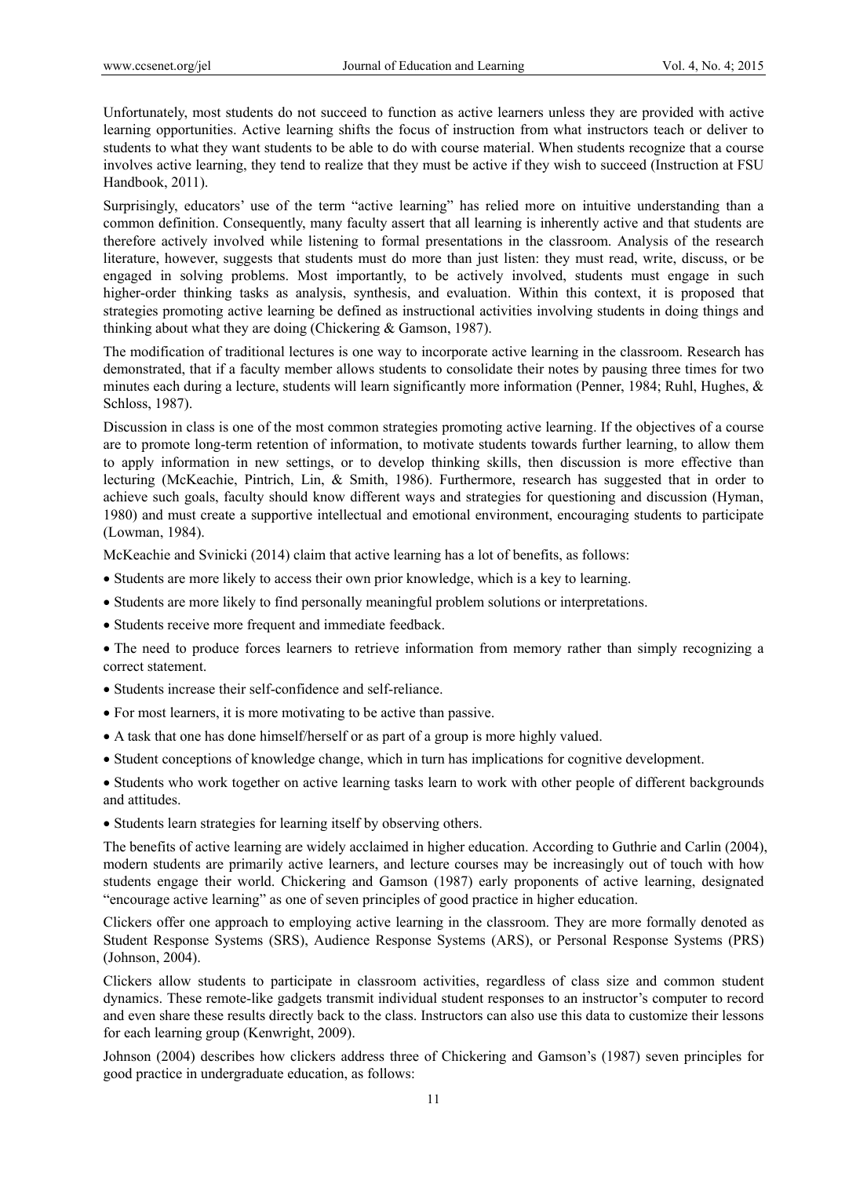Unfortunately, most students do not succeed to function as active learners unless they are provided with active learning opportunities. Active learning shifts the focus of instruction from what instructors teach or deliver to students to what they want students to be able to do with course material. When students recognize that a course involves active learning, they tend to realize that they must be active if they wish to succeed (Instruction at FSU Handbook, 2011).

Surprisingly, educators' use of the term "active learning" has relied more on intuitive understanding than a common definition. Consequently, many faculty assert that all learning is inherently active and that students are therefore actively involved while listening to formal presentations in the classroom. Analysis of the research literature, however, suggests that students must do more than just listen: they must read, write, discuss, or be engaged in solving problems. Most importantly, to be actively involved, students must engage in such higher-order thinking tasks as analysis, synthesis, and evaluation. Within this context, it is proposed that strategies promoting active learning be defined as instructional activities involving students in doing things and thinking about what they are doing (Chickering & Gamson, 1987).

The modification of traditional lectures is one way to incorporate active learning in the classroom. Research has demonstrated, that if a faculty member allows students to consolidate their notes by pausing three times for two minutes each during a lecture, students will learn significantly more information (Penner, 1984; Ruhl, Hughes, & Schloss, 1987).

Discussion in class is one of the most common strategies promoting active learning. If the objectives of a course are to promote long-term retention of information, to motivate students towards further learning, to allow them to apply information in new settings, or to develop thinking skills, then discussion is more effective than lecturing (McKeachie, Pintrich, Lin, & Smith, 1986). Furthermore, research has suggested that in order to achieve such goals, faculty should know different ways and strategies for questioning and discussion (Hyman, 1980) and must create a supportive intellectual and emotional environment, encouraging students to participate (Lowman, 1984).

McKeachie and Svinicki (2014) claim that active learning has a lot of benefits, as follows:

- Students are more likely to access their own prior knowledge, which is a key to learning.
- Students are more likely to find personally meaningful problem solutions or interpretations.
- Students receive more frequent and immediate feedback.
- The need to produce forces learners to retrieve information from memory rather than simply recognizing a correct statement.
- Students increase their self-confidence and self-reliance.
- For most learners, it is more motivating to be active than passive.
- A task that one has done himself/herself or as part of a group is more highly valued.
- Student conceptions of knowledge change, which in turn has implications for cognitive development.
- Students who work together on active learning tasks learn to work with other people of different backgrounds and attitudes.
- Students learn strategies for learning itself by observing others.

The benefits of active learning are widely acclaimed in higher education. According to Guthrie and Carlin (2004), modern students are primarily active learners, and lecture courses may be increasingly out of touch with how students engage their world. Chickering and Gamson (1987) early proponents of active learning, designated "encourage active learning" as one of seven principles of good practice in higher education.

Clickers offer one approach to employing active learning in the classroom. They are more formally denoted as Student Response Systems (SRS), Audience Response Systems (ARS), or Personal Response Systems (PRS) (Johnson, 2004).

Clickers allow students to participate in classroom activities, regardless of class size and common student dynamics. These remote-like gadgets transmit individual student responses to an instructor's computer to record and even share these results directly back to the class. Instructors can also use this data to customize their lessons for each learning group (Kenwright, 2009).

Johnson (2004) describes how clickers address three of Chickering and Gamson's (1987) seven principles for good practice in undergraduate education, as follows: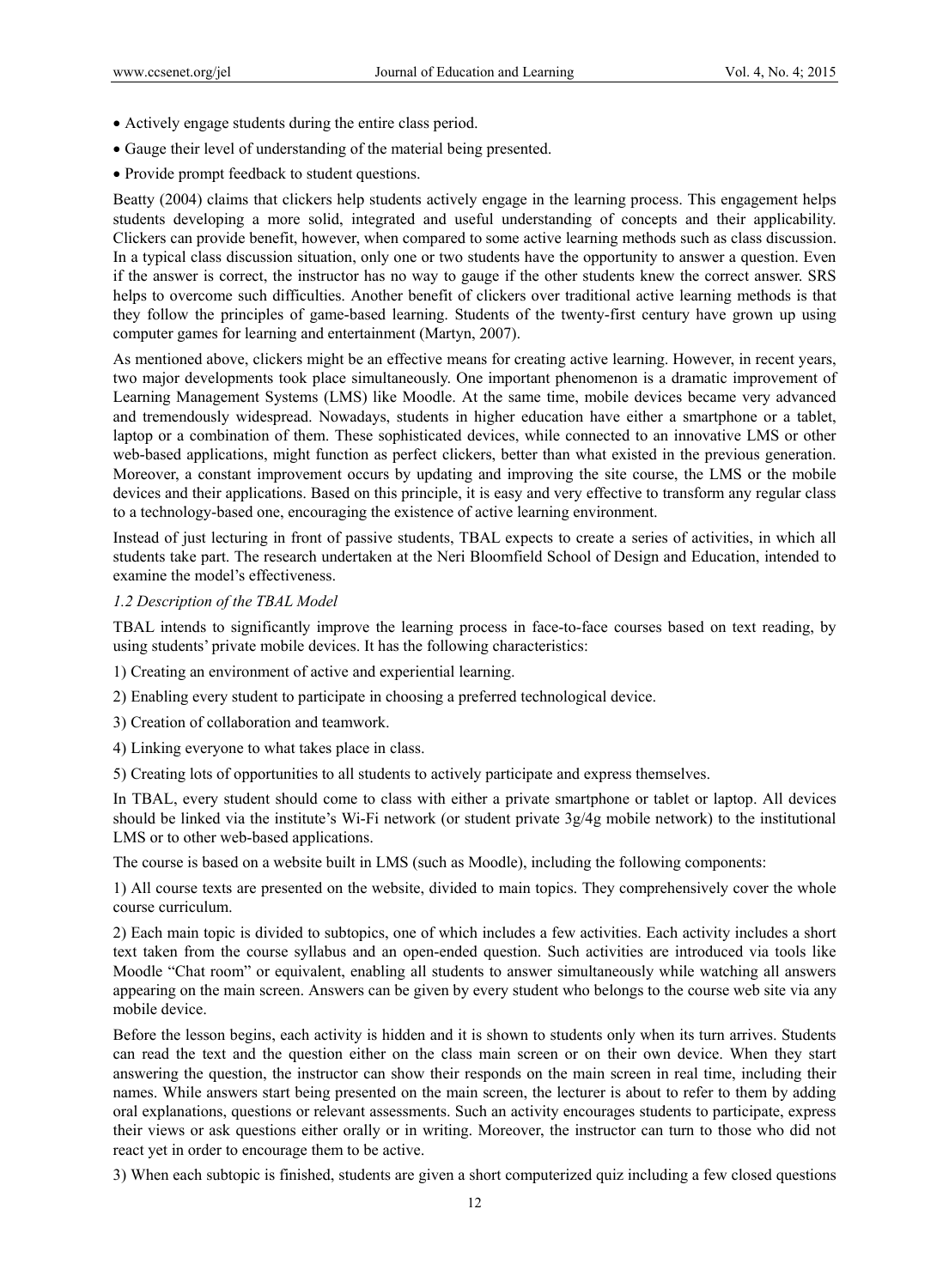- Actively engage students during the entire class period.
- Gauge their level of understanding of the material being presented.
- Provide prompt feedback to student questions.

Beatty (2004) claims that clickers help students actively engage in the learning process. This engagement helps students developing a more solid, integrated and useful understanding of concepts and their applicability. Clickers can provide benefit, however, when compared to some active learning methods such as class discussion. In a typical class discussion situation, only one or two students have the opportunity to answer a question. Even if the answer is correct, the instructor has no way to gauge if the other students knew the correct answer. SRS helps to overcome such difficulties. Another benefit of clickers over traditional active learning methods is that they follow the principles of game-based learning. Students of the twenty-first century have grown up using computer games for learning and entertainment (Martyn, 2007).

As mentioned above, clickers might be an effective means for creating active learning. However, in recent years, two major developments took place simultaneously. One important phenomenon is a dramatic improvement of Learning Management Systems (LMS) like Moodle. At the same time, mobile devices became very advanced and tremendously widespread. Nowadays, students in higher education have either a smartphone or a tablet, laptop or a combination of them. These sophisticated devices, while connected to an innovative LMS or other web-based applications, might function as perfect clickers, better than what existed in the previous generation. Moreover, a constant improvement occurs by updating and improving the site course, the LMS or the mobile devices and their applications. Based on this principle, it is easy and very effective to transform any regular class to a technology-based one, encouraging the existence of active learning environment.

Instead of just lecturing in front of passive students, TBAL expects to create a series of activities, in which all students take part. The research undertaken at the Neri Bloomfield School of Design and Education, intended to examine the model's effectiveness.

### *1.2 Description of the TBAL Model*

TBAL intends to significantly improve the learning process in face-to-face courses based on text reading, by using students' private mobile devices. It has the following characteristics:

1) Creating an environment of active and experiential learning.

2) Enabling every student to participate in choosing a preferred technological device.

3) Creation of collaboration and teamwork.

4) Linking everyone to what takes place in class.

5) Creating lots of opportunities to all students to actively participate and express themselves.

In TBAL, every student should come to class with either a private smartphone or tablet or laptop. All devices should be linked via the institute's Wi-Fi network (or student private 3g/4g mobile network) to the institutional LMS or to other web-based applications.

The course is based on a website built in LMS (such as Moodle), including the following components:

1) All course texts are presented on the website, divided to main topics. They comprehensively cover the whole course curriculum.

2) Each main topic is divided to subtopics, one of which includes a few activities. Each activity includes a short text taken from the course syllabus and an open-ended question. Such activities are introduced via tools like Moodle "Chat room" or equivalent, enabling all students to answer simultaneously while watching all answers appearing on the main screen. Answers can be given by every student who belongs to the course web site via any mobile device.

Before the lesson begins, each activity is hidden and it is shown to students only when its turn arrives. Students can read the text and the question either on the class main screen or on their own device. When they start answering the question, the instructor can show their responds on the main screen in real time, including their names. While answers start being presented on the main screen, the lecturer is about to refer to them by adding oral explanations, questions or relevant assessments. Such an activity encourages students to participate, express their views or ask questions either orally or in writing. Moreover, the instructor can turn to those who did not react yet in order to encourage them to be active.

3) When each subtopic is finished, students are given a short computerized quiz including a few closed questions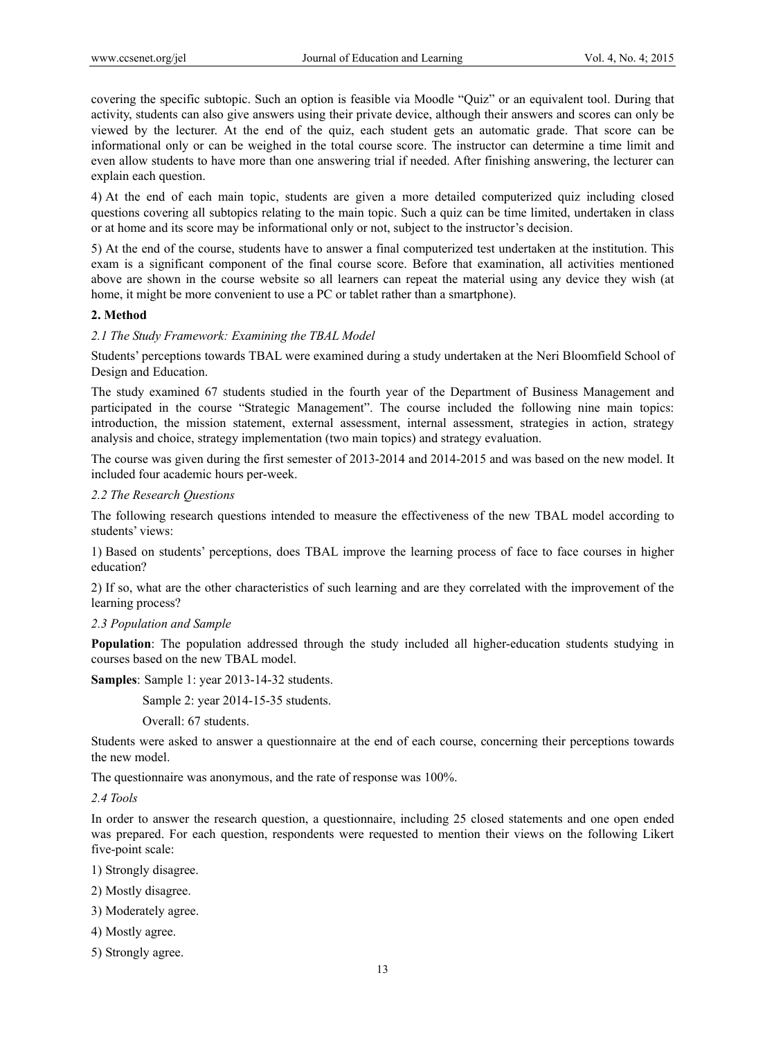covering the specific subtopic. Such an option is feasible via Moodle "Quiz" or an equivalent tool. During that activity, students can also give answers using their private device, although their answers and scores can only be viewed by the lecturer. At the end of the quiz, each student gets an automatic grade. That score can be informational only or can be weighed in the total course score. The instructor can determine a time limit and even allow students to have more than one answering trial if needed. After finishing answering, the lecturer can explain each question.

4) At the end of each main topic, students are given a more detailed computerized quiz including closed questions covering all subtopics relating to the main topic. Such a quiz can be time limited, undertaken in class or at home and its score may be informational only or not, subject to the instructor's decision.

5) At the end of the course, students have to answer a final computerized test undertaken at the institution. This exam is a significant component of the final course score. Before that examination, all activities mentioned above are shown in the course website so all learners can repeat the material using any device they wish (at home, it might be more convenient to use a PC or tablet rather than a smartphone).

## 2. Method

### *2.1 The Study Framework: Examining the TBAL Model*

Students' perceptions towards TBAL were examined during a study undertaken at the Neri Bloomfield School of Design and Education.

The study examined 67 students studied in the fourth year of the Department of Business Management and participated in the course "Strategic Management". The course included the following nine main topics: introduction, the mission statement, external assessment, internal assessment, strategies in action, strategy analysis and choice, strategy implementation (two main topics) and strategy evaluation.

The course was given during the first semester of 2013-2014 and 2014-2015 and was based on the new model. It included four academic hours per-week.

### *2.2 The Research Questions*

The following research questions intended to measure the effectiveness of the new TBAL model according to students' views:

1) Based on students' perceptions, does TBAL improve the learning process of face to face courses in higher education?

2) If so, what are the other characteristics of such learning and are they correlated with the improvement of the learning process?

### *2.3 Population and Sample*

**Population**: The population addressed through the study included all higher-education students studying in courses based on the new TBAL model.

**Samples**: Sample 1: year 2013-14-32 students.

Sample 2: year 2014-15-35 students.

Overall: 67 students.

Students were asked to answer a questionnaire at the end of each course, concerning their perceptions towards the new model.

The questionnaire was anonymous, and the rate of response was 100%.

### *2.4 Tools*

In order to answer the research question, a questionnaire, including 25 closed statements and one open ended was prepared. For each question, respondents were requested to mention their views on the following Likert five-point scale:

1) Strongly disagree.

2) Mostly disagree.

3) Moderately agree.

4) Mostly agree.

5) Strongly agree.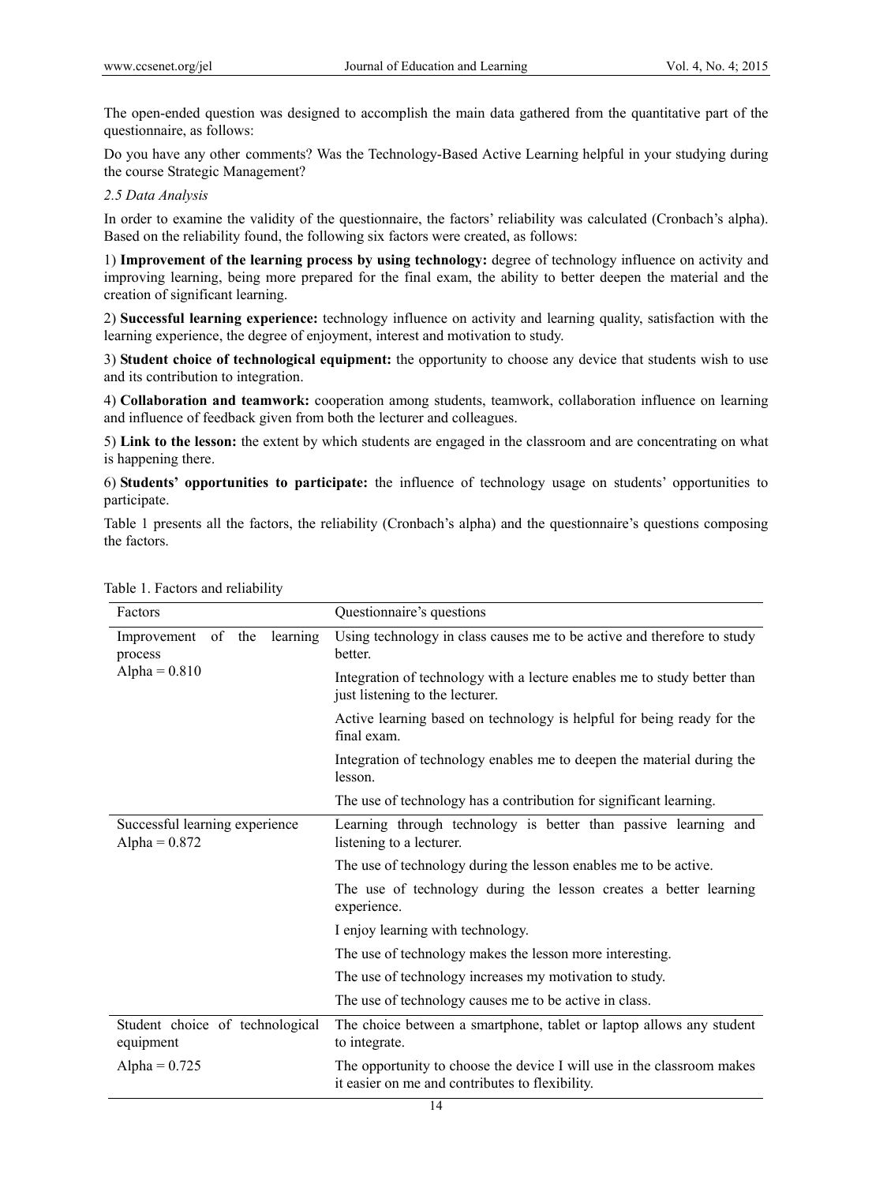The open-ended question was designed to accomplish the main data gathered from the quantitative part of the questionnaire, as follows:

Do you have any other comments? Was the Technology-Based Active Learning helpful in your studying during the course Strategic Management?

*2.5 Data Analysis*

In order to examine the validity of the questionnaire, the factors' reliability was calculated (Cronbach's alpha). Based on the reliability found, the following six factors were created, as follows:

1) **Improvement of the learning process by using technology:** degree of technology influence on activity and improving learning, being more prepared for the final exam, the ability to better deepen the material and the creation of significant learning.

2) **Successful learning experience:** technology influence on activity and learning quality, satisfaction with the learning experience, the degree of enjoyment, interest and motivation to study.

3) **Student choice of technological equipment:** the opportunity to choose any device that students wish to use and its contribution to integration.

4) **Collaboration and teamwork:** cooperation among students, teamwork, collaboration influence on learning and influence of feedback given from both the lecturer and colleagues.

5) **Link to the lesson:** the extent by which students are engaged in the classroom and are concentrating on what is happening there.

6) **Students' opportunities to participate:** the influence of technology usage on students' opportunities to participate.

Table 1 presents all the factors, the reliability (Cronbach's alpha) and the questionnaire's questions composing the factors.

Table 1. Factors and reliability

| Factors | Questionnaire's questions |
| --- | --- |
| Improvement of the learning process<br>Alpha = 0.810 | Using technology in class causes me to be active and therefore to study better. |
| | Integration of technology with a lecture enables me to study better than just listening to the lecturer. |
| | Active learning based on technology is helpful for being ready for the final exam. |
| | Integration of technology enables me to deepen the material during the lesson. |
| | The use of technology has a contribution for significant learning. |
| Successful learning experience<br>Alpha = 0.872 | Learning through technology is better than passive learning and listening to a lecturer. |
| | The use of technology during the lesson enables me to be active. |
| | The use of technology during the lesson creates a better learning experience. |
| | I enjoy learning with technology. |
| | The use of technology makes the lesson more interesting. |
| | The use of technology increases my motivation to study. |
| | The use of technology causes me to be active in class. |
| Student choice of technological equipment<br>Alpha = 0.725 | The choice between a smartphone, tablet or laptop allows any student to integrate. |
| | The opportunity to choose the device I will use in the classroom makes it easier on me and contributes to flexibility. |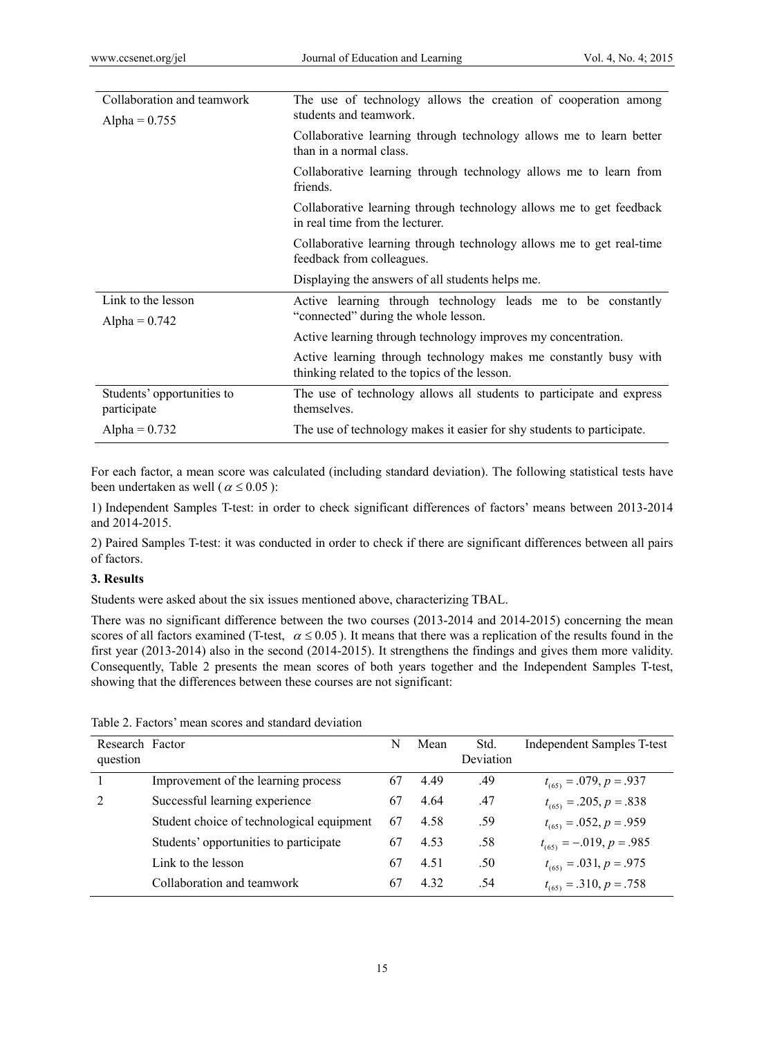| | |
|---|---|
| Collaboration and teamwork<br>Alpha = 0.755 | The use of technology allows the creation of cooperation among students and teamwork. |
| | Collaborative learning through technology allows me to learn better than in a normal class. |
| | Collaborative learning through technology allows me to learn from friends. |
| | Collaborative learning through technology allows me to get feedback in real time from the lecturer. |
| | Collaborative learning through technology allows me to get real-time feedback from colleagues. |
| | Displaying the answers of all students helps me. |
| Link to the lesson<br>Alpha = 0.742 | Active learning through technology leads me to be constantly "connected" during the whole lesson. |
| | Active learning through technology improves my concentration. |
| | Active learning through technology makes me constantly busy with thinking related to the topics of the lesson. |
| Students' opportunities to participate<br>Alpha = 0.732 | The use of technology allows all students to participate and express themselves. |
| | The use of technology makes it easier for shy students to participate. |

For each factor, a mean score was calculated (including standard deviation). The following statistical tests have been undertaken as well ($\alpha \leq 0.05$):

1) Independent Samples T-test: in order to check significant differences of factors' means between 2013-2014 and 2014-2015.

2) Paired Samples T-test: it was conducted in order to check if there are significant differences between all pairs of factors.

## 3. Results

Students were asked about the six issues mentioned above, characterizing TBAL.

There was no significant difference between the two courses (2013-2014 and 2014-2015) concerning the mean scores of all factors examined (T-test, $\alpha \leq 0.05$). It means that there was a replication of the results found in the first year (2013-2014) also in the second (2014-2015). It strengthens the findings and gives them more validity. Consequently, Table 2 presents the mean scores of both years together and the Independent Samples T-test, showing that the differences between these courses are not significant:

Table 2. Factors' mean scores and standard deviation

| Research question | Factor | N | Mean | Std. Deviation | Independent Samples T-test |
|---|---|---|---|---|---|
| 1 | Improvement of the learning process | 67 | 4.49 | .49 | $t_{(65)} = .079, p = .937$ |
| 2 | Successful learning experience | 67 | 4.64 | .47 | $t_{(65)} = .205, p = .838$ |
| | Student choice of technological equipment | 67 | 4.58 | .59 | $t_{(65)} = .052, p = .959$ |
| | Students' opportunities to participate | 67 | 4.53 | .58 | $t_{(65)} = -.019, p = .985$ |
| | Link to the lesson | 67 | 4.51 | .50 | $t_{(65)} = .031, p = .975$ |
| | Collaboration and teamwork | 67 | 4.32 | .54 | $t_{(65)} = .310, p = .758$ |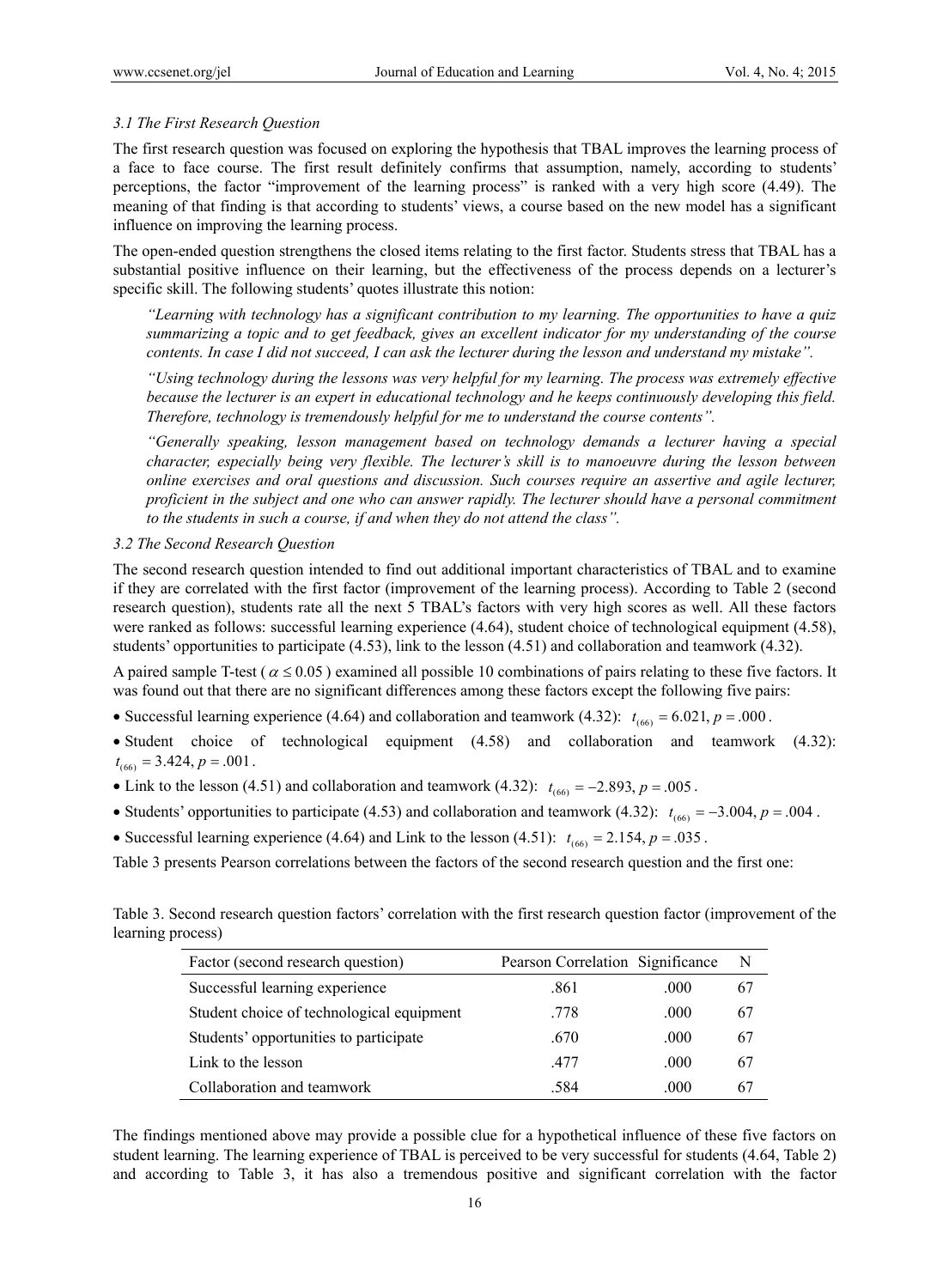### 3.1 The First Research Question

The first research question was focused on exploring the hypothesis that TBAL improves the learning process of a face to face course. The first result definitely confirms that assumption, namely, according to students' perceptions, the factor "improvement of the learning process" is ranked with a very high score (4.49). The meaning of that finding is that according to students' views, a course based on the new model has a significant influence on improving the learning process.

The open-ended question strengthens the closed items relating to the first factor. Students stress that TBAL has a substantial positive influence on their learning, but the effectiveness of the process depends on a lecturer's specific skill. The following students' quotes illustrate this notion:

> *"Learning with technology has a significant contribution to my learning. The opportunities to have a quiz summarizing a topic and to get feedback, gives an excellent indicator for my understanding of the course contents. In case I did not succeed, I can ask the lecturer during the lesson and understand my mistake".*

> *"Using technology during the lessons was very helpful for my learning. The process was extremely effective because the lecturer is an expert in educational technology and he keeps continuously developing this field. Therefore, technology is tremendously helpful for me to understand the course contents".*

> *"Generally speaking, lesson management based on technology demands a lecturer having a special character, especially being very flexible. The lecturer's skill is to manoeuvre during the lesson between online exercises and oral questions and discussion. Such courses require an assertive and agile lecturer, proficient in the subject and one who can answer rapidly. The lecturer should have a personal commitment to the students in such a course, if and when they do not attend the class".*

### 3.2 The Second Research Question

The second research question intended to find out additional important characteristics of TBAL and to examine if they are correlated with the first factor (improvement of the learning process). According to Table 2 (second research question), students rate all the next 5 TBAL's factors with very high scores as well. All these factors were ranked as follows: successful learning experience (4.64), student choice of technological equipment (4.58), students' opportunities to participate (4.53), link to the lesson (4.51) and collaboration and teamwork (4.32).

A paired sample T-test ( $\alpha \leq 0.05$ ) examined all possible 10 combinations of pairs relating to these five factors. It was found out that there are no significant differences among these factors except the following five pairs:

- Successful learning experience (4.64) and collaboration and teamwork (4.32): $t_{(66)} = 6.021, p = .000$.
- Student choice of technological equipment (4.58) and collaboration and teamwork (4.32): $t_{(66)} = 3.424, p = .001$.
- Link to the lesson (4.51) and collaboration and teamwork (4.32): $t_{(66)} = -2.893, p = .005$.
- Students' opportunities to participate (4.53) and collaboration and teamwork (4.32): $t_{(66)} = -3.004, p = .004$.
- Successful learning experience (4.64) and Link to the lesson (4.51): $t_{(66)} = 2.154, p = .035$.

Table 3 presents Pearson correlations between the factors of the second research question and the first one:

Table 3. Second research question factors' correlation with the first research question factor (improvement of the learning process)

| Factor (second research question) | Pearson Correlation | Significance | N |
|---|---|---|---|
| Successful learning experience | .861 | .000 | 67 |
| Student choice of technological equipment | .778 | .000 | 67 |
| Students' opportunities to participate | .670 | .000 | 67 |
| Link to the lesson | .477 | .000 | 67 |
| Collaboration and teamwork | .584 | .000 | 67 |

The findings mentioned above may provide a possible clue for a hypothetical influence of these five factors on student learning. The learning experience of TBAL is perceived to be very successful for students (4.64, Table 2) and according to Table 3, it has also a tremendous positive and significant correlation with the factor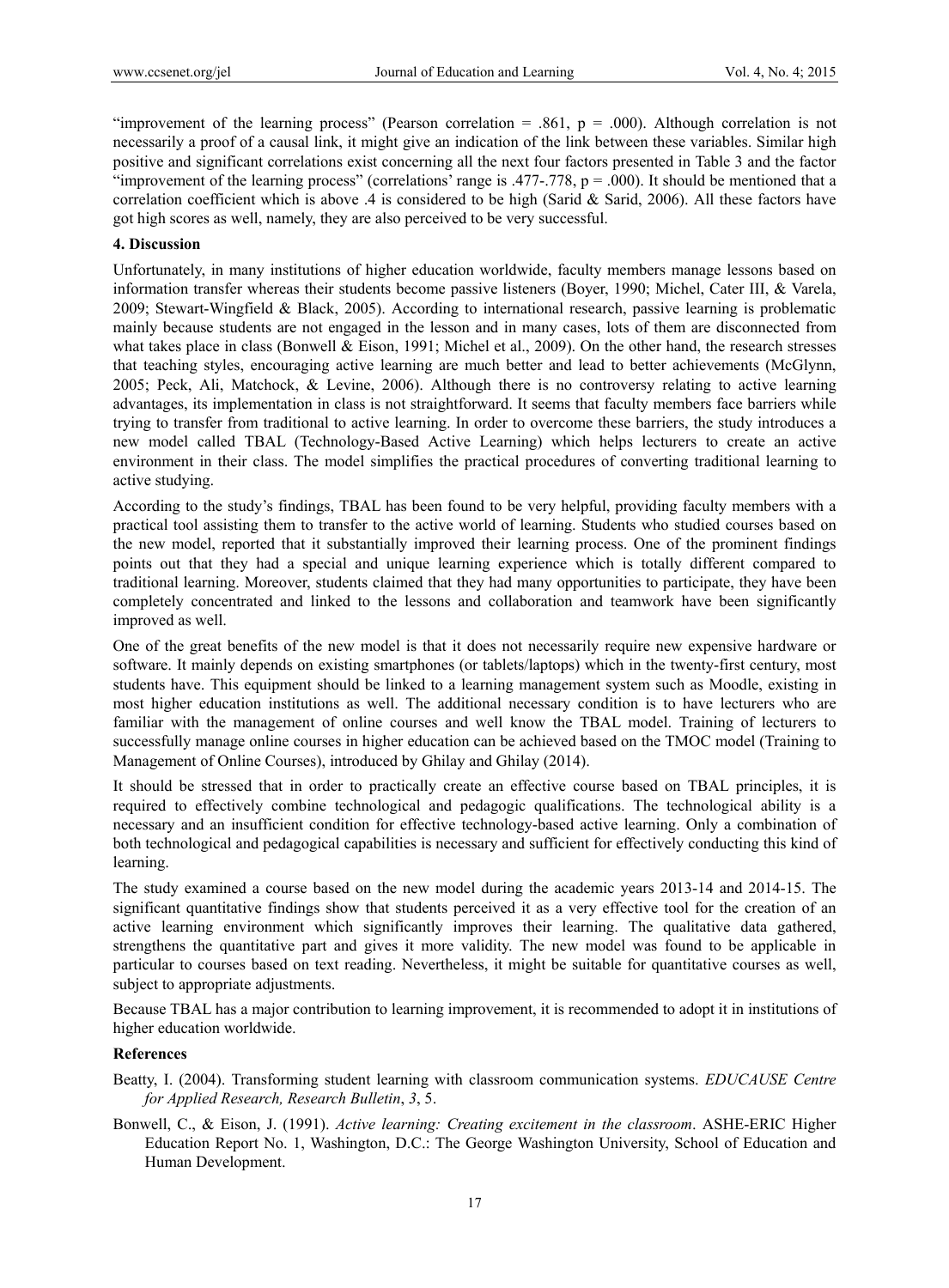"improvement of the learning process" (Pearson correlation = .861, $p = .000$). Although correlation is not necessarily a proof of a causal link, it might give an indication of the link between these variables. Similar high positive and significant correlations exist concerning all the next four factors presented in Table 3 and the factor "improvement of the learning process" (correlations' range is .477-.778, $p = .000$). It should be mentioned that a correlation coefficient which is above .4 is considered to be high (Sarid & Sarid, 2006). All these factors have got high scores as well, namely, they are also perceived to be very successful.

## 4. Discussion

Unfortunately, in many institutions of higher education worldwide, faculty members manage lessons based on information transfer whereas their students become passive listeners (Boyer, 1990; Michel, Cater III, & Varela, 2009; Stewart-Wingfield & Black, 2005). According to international research, passive learning is problematic mainly because students are not engaged in the lesson and in many cases, lots of them are disconnected from what takes place in class (Bonwell & Eison, 1991; Michel et al., 2009). On the other hand, the research stresses that teaching styles, encouraging active learning are much better and lead to better achievements (McGlynn, 2005; Peck, Ali, Matchock, & Levine, 2006). Although there is no controversy relating to active learning advantages, its implementation in class is not straightforward. It seems that faculty members face barriers while trying to transfer from traditional to active learning. In order to overcome these barriers, the study introduces a new model called TBAL (Technology-Based Active Learning) which helps lecturers to create an active environment in their class. The model simplifies the practical procedures of converting traditional learning to active studying.

According to the study's findings, TBAL has been found to be very helpful, providing faculty members with a practical tool assisting them to transfer to the active world of learning. Students who studied courses based on the new model, reported that it substantially improved their learning process. One of the prominent findings points out that they had a special and unique learning experience which is totally different compared to traditional learning. Moreover, students claimed that they had many opportunities to participate, they have been completely concentrated and linked to the lessons and collaboration and teamwork have been significantly improved as well.

One of the great benefits of the new model is that it does not necessarily require new expensive hardware or software. It mainly depends on existing smartphones (or tablets/laptops) which in the twenty-first century, most students have. This equipment should be linked to a learning management system such as Moodle, existing in most higher education institutions as well. The additional necessary condition is to have lecturers who are familiar with the management of online courses and well know the TBAL model. Training of lecturers to successfully manage online courses in higher education can be achieved based on the TMOC model (Training to Management of Online Courses), introduced by Ghilay and Ghilay (2014).

It should be stressed that in order to practically create an effective course based on TBAL principles, it is required to effectively combine technological and pedagogic qualifications. The technological ability is a necessary and an insufficient condition for effective technology-based active learning. Only a combination of both technological and pedagogical capabilities is necessary and sufficient for effectively conducting this kind of learning.

The study examined a course based on the new model during the academic years 2013-14 and 2014-15. The significant quantitative findings show that students perceived it as a very effective tool for the creation of an active learning environment which significantly improves their learning. The qualitative data gathered, strengthens the quantitative part and gives it more validity. The new model was found to be applicable in particular to courses based on text reading. Nevertheless, it might be suitable for quantitative courses as well, subject to appropriate adjustments.

Because TBAL has a major contribution to learning improvement, it is recommended to adopt it in institutions of higher education worldwide.

## References

Beatty, I. (2004). Transforming student learning with classroom communication systems. *EDUCAUSE Centre for Applied Research, Research Bulletin*, *3*, 5.

Bonwell, C., & Eison, J. (1991). *Active learning: Creating excitement in the classroom*. ASHE-ERIC Higher Education Report No. 1, Washington, D.C.: The George Washington University, School of Education and Human Development.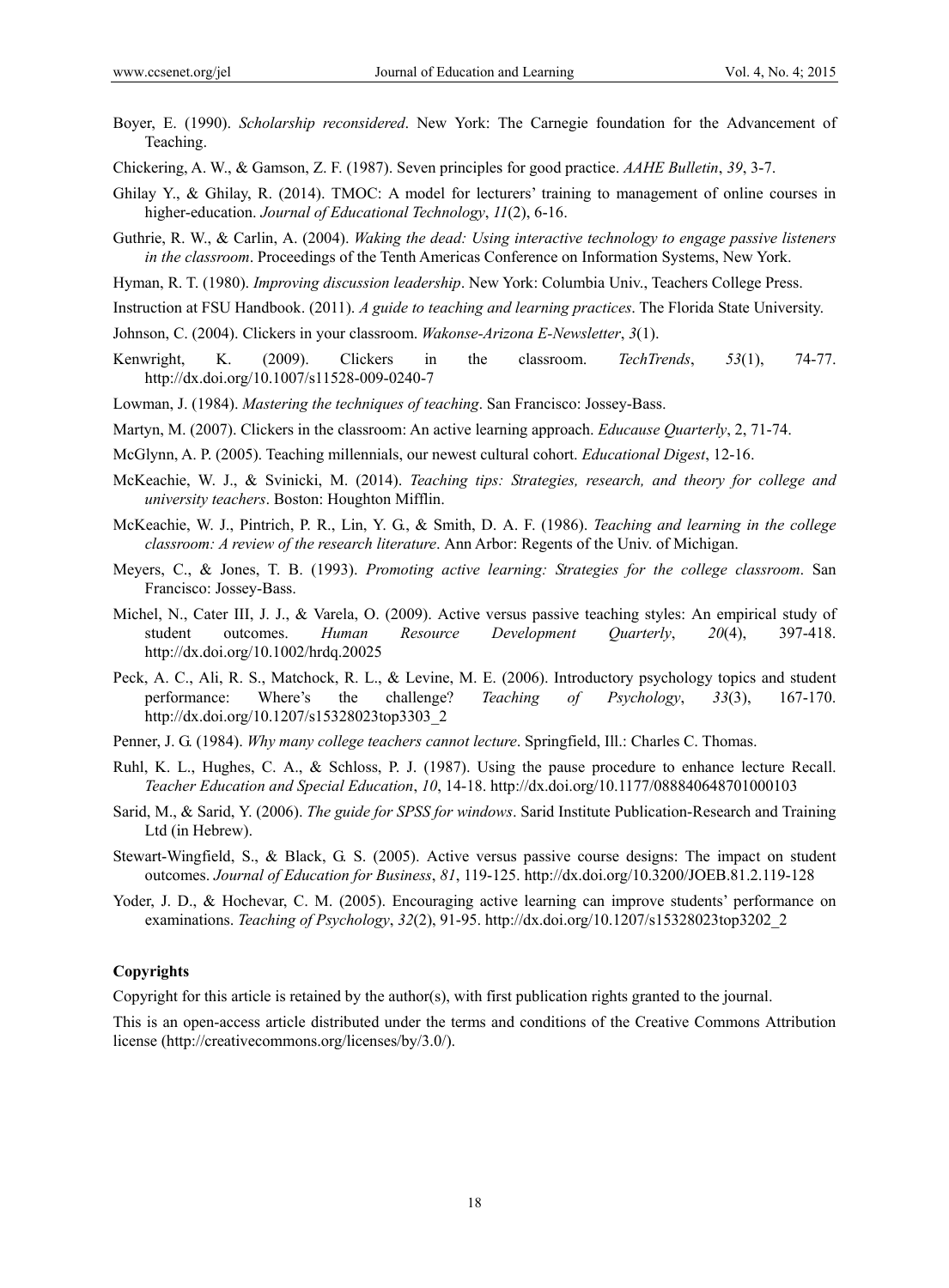Boyer, E. (1990). *Scholarship reconsidered*. New York: The Carnegie foundation for the Advancement of Teaching.

Chickering, A. W., & Gamson, Z. F. (1987). Seven principles for good practice. *AAHE Bulletin*, *39*, 3-7.

Ghilay Y., & Ghilay, R. (2014). TMOC: A model for lecturers' training to management of online courses in higher-education. *Journal of Educational Technology*, *11*(2), 6-16.

Guthrie, R. W., & Carlin, A. (2004). *Waking the dead: Using interactive technology to engage passive listeners in the classroom*. Proceedings of the Tenth Americas Conference on Information Systems, New York.

Hyman, R. T. (1980). *Improving discussion leadership*. New York: Columbia Univ., Teachers College Press.

Instruction at FSU Handbook. (2011). *A guide to teaching and learning practices*. The Florida State University.

Johnson, C. (2004). Clickers in your classroom. *Wakonse-Arizona E-Newsletter*, *3*(1).

Kenwright, K. (2009). Clickers in the classroom. *TechTrends*, *53*(1), 74-77. http://dx.doi.org/10.1007/s11528-009-0240-7

Lowman, J. (1984). *Mastering the techniques of teaching*. San Francisco: Jossey-Bass.

Martyn, M. (2007). Clickers in the classroom: An active learning approach. *Educause Quarterly*, 2, 71-74.

McGlynn, A. P. (2005). Teaching millennials, our newest cultural cohort. *Educational Digest*, 12-16.

McKeachie, W. J., & Svinicki, M. (2014). *Teaching tips: Strategies, research, and theory for college and university teachers*. Boston: Houghton Mifflin.

McKeachie, W. J., Pintrich, P. R., Lin, Y. G., & Smith, D. A. F. (1986). *Teaching and learning in the college classroom: A review of the research literature*. Ann Arbor: Regents of the Univ. of Michigan.

Meyers, C., & Jones, T. B. (1993). *Promoting active learning: Strategies for the college classroom*. San Francisco: Jossey-Bass.

Michel, N., Cater III, J. J., & Varela, O. (2009). Active versus passive teaching styles: An empirical study of student outcomes. *Human Resource Development Quarterly*, *20*(4), 397-418. http://dx.doi.org/10.1002/hrdq.20025

Peck, A. C., Ali, R. S., Matchock, R. L., & Levine, M. E. (2006). Introductory psychology topics and student performance: Where's the challenge? *Teaching of Psychology*, *33*(3), 167-170. http://dx.doi.org/10.1207/s15328023top3303_2

Penner, J. G. (1984). *Why many college teachers cannot lecture*. Springfield, Ill.: Charles C. Thomas.

Ruhl, K. L., Hughes, C. A., & Schloss, P. J. (1987). Using the pause procedure to enhance lecture Recall. *Teacher Education and Special Education*, *10*, 14-18. http://dx.doi.org/10.1177/088840648701000103

Sarid, M., & Sarid, Y. (2006). *The guide for SPSS for windows*. Sarid Institute Publication-Research and Training Ltd (in Hebrew).

Stewart-Wingfield, S., & Black, G. S. (2005). Active versus passive course designs: The impact on student outcomes. *Journal of Education for Business*, *81*, 119-125. http://dx.doi.org/10.3200/JOEB.81.2.119-128

Yoder, J. D., & Hochevar, C. M. (2005). Encouraging active learning can improve students' performance on examinations. *Teaching of Psychology*, *32*(2), 91-95. http://dx.doi.org/10.1207/s15328023top3202_2

**Copyrights**

Copyright for this article is retained by the author(s), with first publication rights granted to the journal.

This is an open-access article distributed under the terms and conditions of the Creative Commons Attribution license (http://creativecommons.org/licenses/by/3.0/).